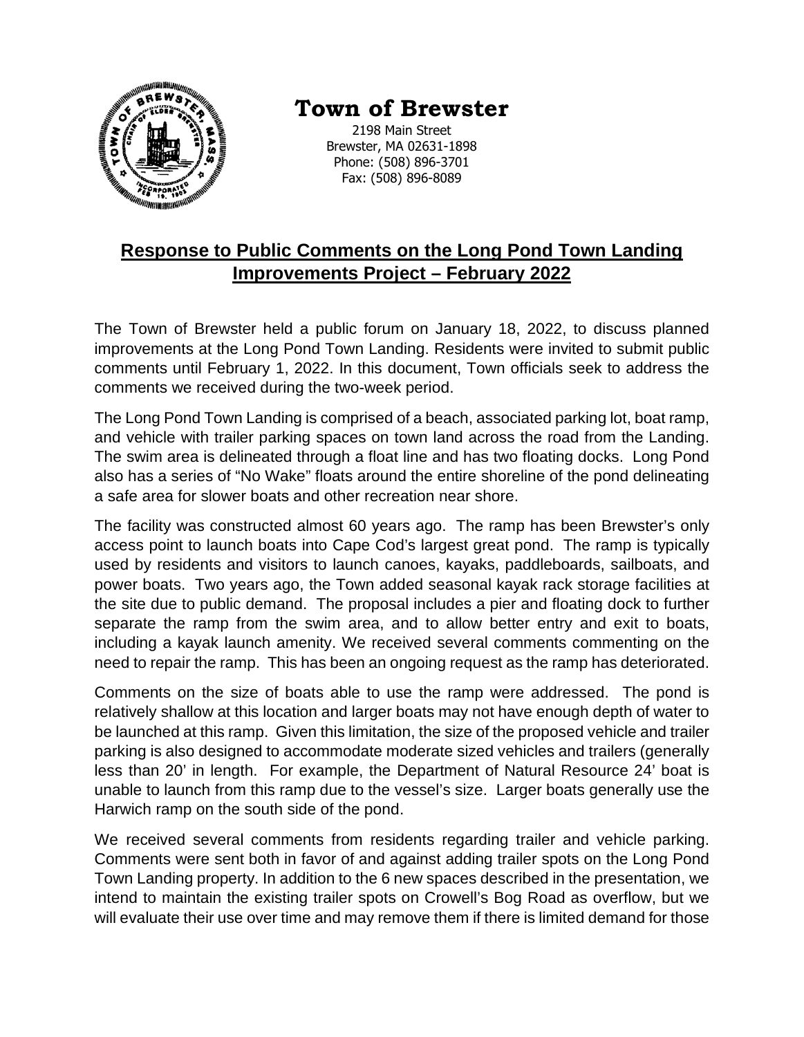# Town of Brewster

2198 Main Street
Brewster, MA 02631-1898
Phone: (508) 896-3701
Fax: (508) 896-8089

## Response to Public Comments on the Long Pond Town Landing Improvements Project – February 2022

The Town of Brewster held a public forum on January 18, 2022, to discuss planned improvements at the Long Pond Town Landing. Residents were invited to submit public comments until February 1, 2022. In this document, Town officials seek to address the comments we received during the two-week period.

The Long Pond Town Landing is comprised of a beach, associated parking lot, boat ramp, and vehicle with trailer parking spaces on town land across the road from the Landing. The swim area is delineated through a float line and has two floating docks. Long Pond also has a series of "No Wake" floats around the entire shoreline of the pond delineating a safe area for slower boats and other recreation near shore.

The facility was constructed almost 60 years ago. The ramp has been Brewster's only access point to launch boats into Cape Cod's largest great pond. The ramp is typically used by residents and visitors to launch canoes, kayaks, paddleboards, sailboats, and power boats. Two years ago, the Town added seasonal kayak rack storage facilities at the site due to public demand. The proposal includes a pier and floating dock to further separate the ramp from the swim area, and to allow better entry and exit to boats, including a kayak launch amenity. We received several comments commenting on the need to repair the ramp. This has been an ongoing request as the ramp has deteriorated.

Comments on the size of boats able to use the ramp were addressed. The pond is relatively shallow at this location and larger boats may not have enough depth of water to be launched at this ramp. Given this limitation, the size of the proposed vehicle and trailer parking is also designed to accommodate moderate sized vehicles and trailers (generally less than 20' in length. For example, the Department of Natural Resource 24' boat is unable to launch from this ramp due to the vessel's size. Larger boats generally use the Harwich ramp on the south side of the pond.

We received several comments from residents regarding trailer and vehicle parking. Comments were sent both in favor of and against adding trailer spots on the Long Pond Town Landing property. In addition to the 6 new spaces described in the presentation, we intend to maintain the existing trailer spots on Crowell's Bog Road as overflow, but we will evaluate their use over time and may remove them if there is limited demand for those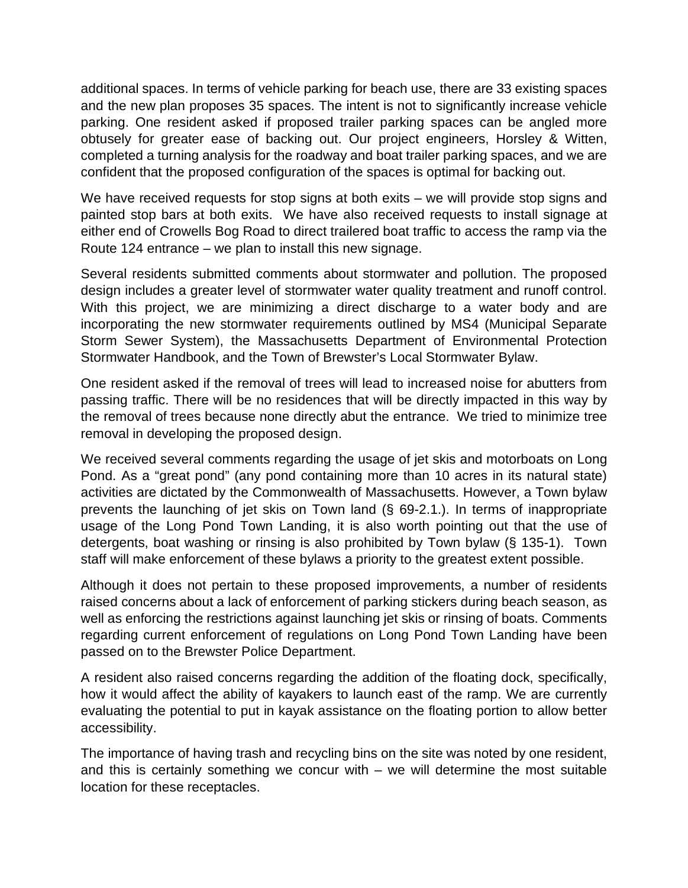additional spaces. In terms of vehicle parking for beach use, there are 33 existing spaces and the new plan proposes 35 spaces. The intent is not to significantly increase vehicle parking. One resident asked if proposed trailer parking spaces can be angled more obtusely for greater ease of backing out. Our project engineers, Horsley & Witten, completed a turning analysis for the roadway and boat trailer parking spaces, and we are confident that the proposed configuration of the spaces is optimal for backing out.

We have received requests for stop signs at both exits – we will provide stop signs and painted stop bars at both exits. We have also received requests to install signage at either end of Crowells Bog Road to direct trailered boat traffic to access the ramp via the Route 124 entrance – we plan to install this new signage.

Several residents submitted comments about stormwater and pollution. The proposed design includes a greater level of stormwater water quality treatment and runoff control. With this project, we are minimizing a direct discharge to a water body and are incorporating the new stormwater requirements outlined by MS4 (Municipal Separate Storm Sewer System), the Massachusetts Department of Environmental Protection Stormwater Handbook, and the Town of Brewster's Local Stormwater Bylaw.

One resident asked if the removal of trees will lead to increased noise for abutters from passing traffic. There will be no residences that will be directly impacted in this way by the removal of trees because none directly abut the entrance. We tried to minimize tree removal in developing the proposed design.

We received several comments regarding the usage of jet skis and motorboats on Long Pond. As a "great pond" (any pond containing more than 10 acres in its natural state) activities are dictated by the Commonwealth of Massachusetts. However, a Town bylaw prevents the launching of jet skis on Town land (§ 69-2.1.). In terms of inappropriate usage of the Long Pond Town Landing, it is also worth pointing out that the use of detergents, boat washing or rinsing is also prohibited by Town bylaw (§ 135-1). Town staff will make enforcement of these bylaws a priority to the greatest extent possible.

Although it does not pertain to these proposed improvements, a number of residents raised concerns about a lack of enforcement of parking stickers during beach season, as well as enforcing the restrictions against launching jet skis or rinsing of boats. Comments regarding current enforcement of regulations on Long Pond Town Landing have been passed on to the Brewster Police Department.

A resident also raised concerns regarding the addition of the floating dock, specifically, how it would affect the ability of kayakers to launch east of the ramp. We are currently evaluating the potential to put in kayak assistance on the floating portion to allow better accessibility.

The importance of having trash and recycling bins on the site was noted by one resident, and this is certainly something we concur with – we will determine the most suitable location for these receptacles.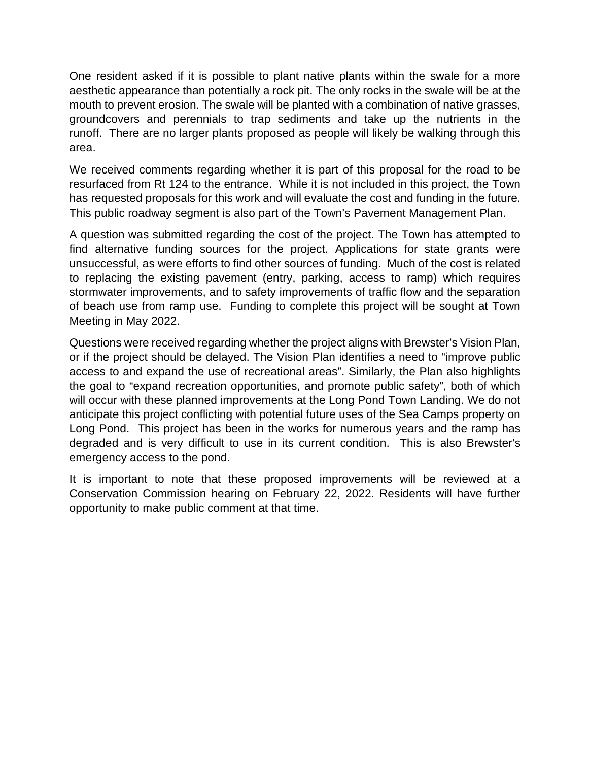One resident asked if it is possible to plant native plants within the swale for a more aesthetic appearance than potentially a rock pit. The only rocks in the swale will be at the mouth to prevent erosion. The swale will be planted with a combination of native grasses, groundcovers and perennials to trap sediments and take up the nutrients in the runoff. There are no larger plants proposed as people will likely be walking through this area.

We received comments regarding whether it is part of this proposal for the road to be resurfaced from Rt 124 to the entrance. While it is not included in this project, the Town has requested proposals for this work and will evaluate the cost and funding in the future. This public roadway segment is also part of the Town's Pavement Management Plan.

A question was submitted regarding the cost of the project. The Town has attempted to find alternative funding sources for the project. Applications for state grants were unsuccessful, as were efforts to find other sources of funding. Much of the cost is related to replacing the existing pavement (entry, parking, access to ramp) which requires stormwater improvements, and to safety improvements of traffic flow and the separation of beach use from ramp use. Funding to complete this project will be sought at Town Meeting in May 2022.

Questions were received regarding whether the project aligns with Brewster's Vision Plan, or if the project should be delayed. The Vision Plan identifies a need to "improve public access to and expand the use of recreational areas". Similarly, the Plan also highlights the goal to "expand recreation opportunities, and promote public safety", both of which will occur with these planned improvements at the Long Pond Town Landing. We do not anticipate this project conflicting with potential future uses of the Sea Camps property on Long Pond. This project has been in the works for numerous years and the ramp has degraded and is very difficult to use in its current condition. This is also Brewster's emergency access to the pond.

It is important to note that these proposed improvements will be reviewed at a Conservation Commission hearing on February 22, 2022. Residents will have further opportunity to make public comment at that time.